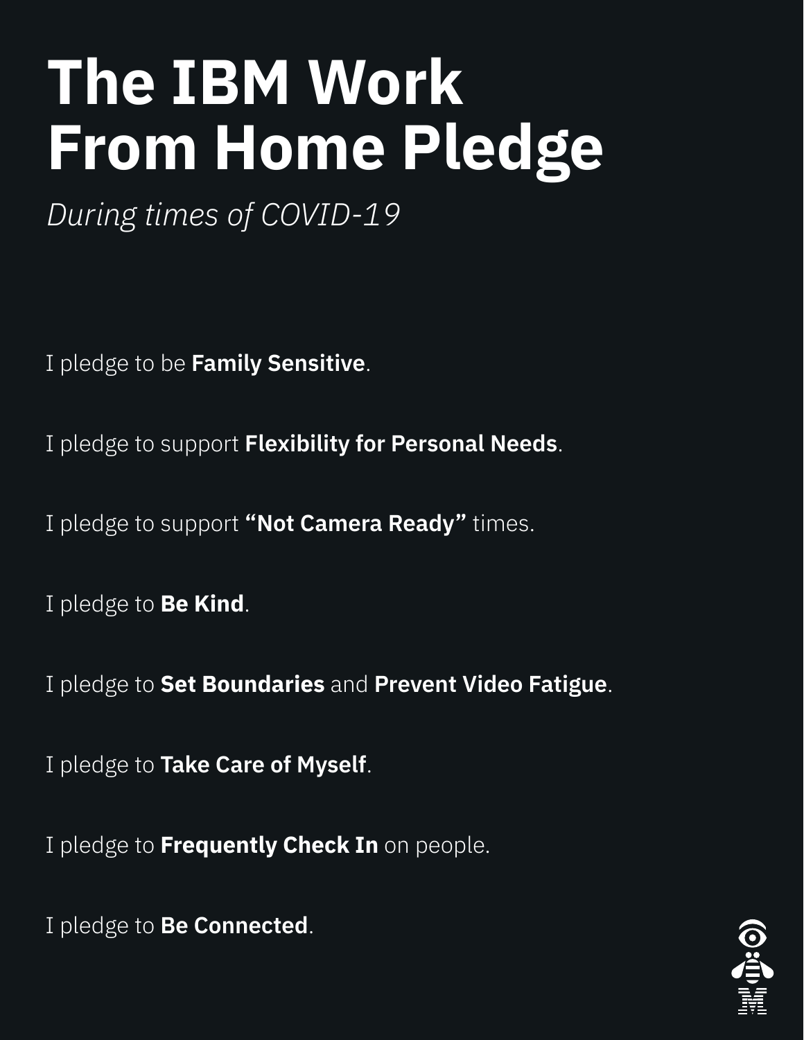# The IBM Work From Home Pledge

*During times of COVID-19*

I pledge to be **Family Sensitive**.

I pledge to support **Flexibility for Personal Needs**.

I pledge to support **"Not Camera Ready"** times.

I pledge to **Be Kind**.

I pledge to **Set Boundaries** and **Prevent Video Fatigue**.

I pledge to **Take Care of Myself**.

I pledge to **Frequently Check In** on people.

I pledge to **Be Connected**.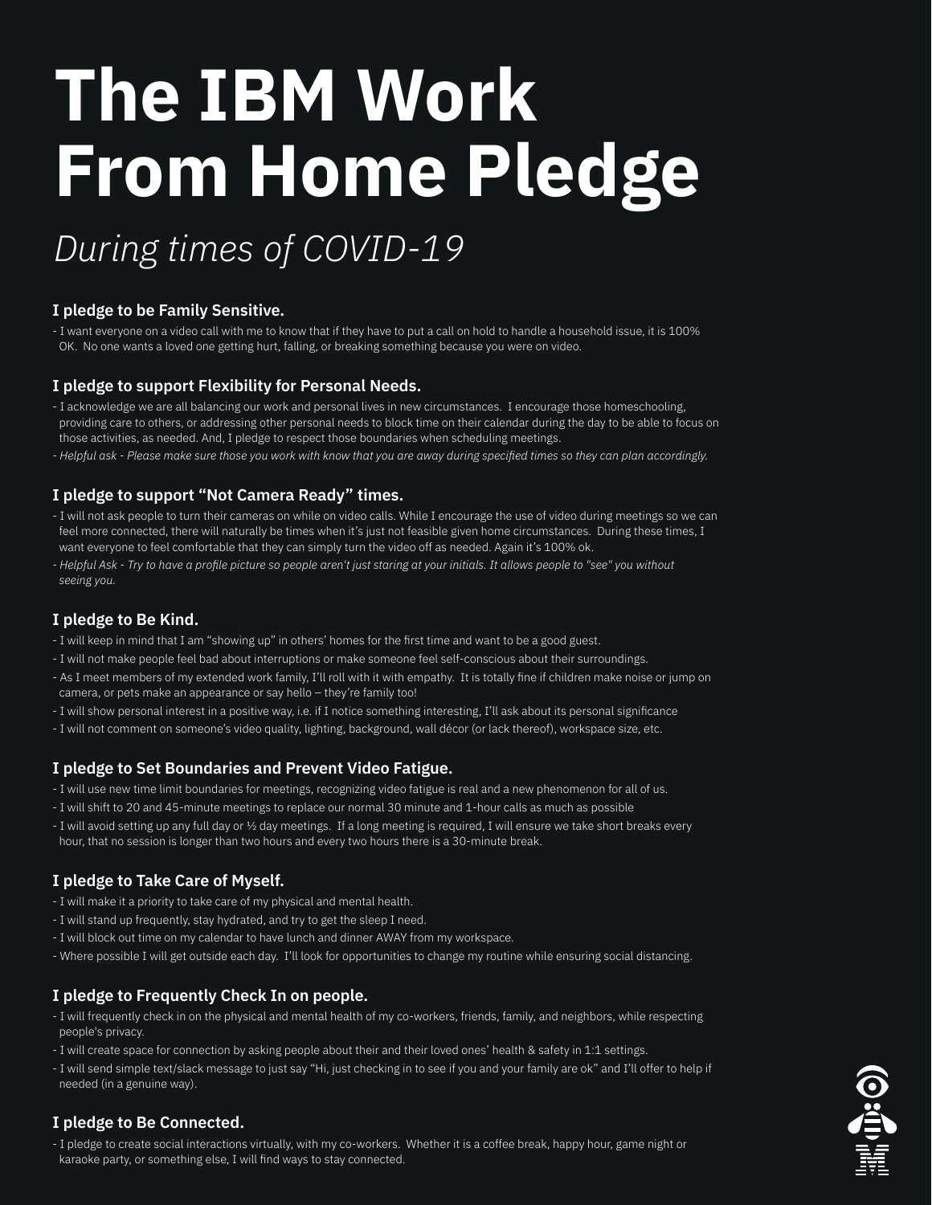# The IBM Work From Home Pledge

*During times of COVID-19*

### I pledge to be Family Sensitive.

- I want everyone on a video call with me to know that if they have to put a call on hold to handle a household issue, it is 100% OK. No one wants a loved one getting hurt, falling, or breaking something because you were on video.

### I pledge to support Flexibility for Personal Needs.

- I acknowledge we are all balancing our work and personal lives in new circumstances. I encourage those homeschooling, providing care to others, or addressing other personal needs to block time on their calendar during the day to be able to focus on those activities, as needed. And, I pledge to respect those boundaries when scheduling meetings.
- *Helpful ask - Please make sure those you work with know that you are away during specified times so they can plan accordingly.*

### I pledge to support "Not Camera Ready" times.

- I will not ask people to turn their cameras on while on video calls. While I encourage the use of video during meetings so we can feel more connected, there will naturally be times when it's just not feasible given home circumstances. During these times, I want everyone to feel comfortable that they can simply turn the video off as needed. Again it's 100% ok.
- *Helpful Ask - Try to have a profile picture so people aren't just staring at your initials. It allows people to "see" you without seeing you.*

### I pledge to Be Kind.

- I will keep in mind that I am "showing up" in others' homes for the first time and want to be a good guest.
- I will not make people feel bad about interruptions or make someone feel self-conscious about their surroundings.
- As I meet members of my extended work family, I'll roll with it with empathy. It is totally fine if children make noise or jump on camera, or pets make an appearance or say hello – they're family too!
- I will show personal interest in a positive way, i.e. if I notice something interesting, I'll ask about its personal significance
- I will not comment on someone's video quality, lighting, background, wall décor (or lack thereof), workspace size, etc.

### I pledge to Set Boundaries and Prevent Video Fatigue.

- I will use new time limit boundaries for meetings, recognizing video fatigue is real and a new phenomenon for all of us.
- I will shift to 20 and 45-minute meetings to replace our normal 30 minute and 1-hour calls as much as possible
- I will avoid setting up any full day or ½ day meetings. If a long meeting is required, I will ensure we take short breaks every hour, that no session is longer than two hours and every two hours there is a 30-minute break.

### I pledge to Take Care of Myself.

- I will make it a priority to take care of my physical and mental health.
- I will stand up frequently, stay hydrated, and try to get the sleep I need.
- I will block out time on my calendar to have lunch and dinner AWAY from my workspace.
- Where possible I will get outside each day. I'll look for opportunities to change my routine while ensuring social distancing.

### I pledge to Frequently Check In on people.

- I will frequently check in on the physical and mental health of my co-workers, friends, family, and neighbors, while respecting people's privacy.
- I will create space for connection by asking people about their and their loved ones' health & safety in 1:1 settings.
- I will send simple text/slack message to just say "Hi, just checking in to see if you and your family are ok" and I'll offer to help if needed (in a genuine way).

### I pledge to Be Connected.

- I pledge to create social interactions virtually, with my co-workers. Whether it is a coffee break, happy hour, game night or karaoke party, or something else, I will find ways to stay connected.